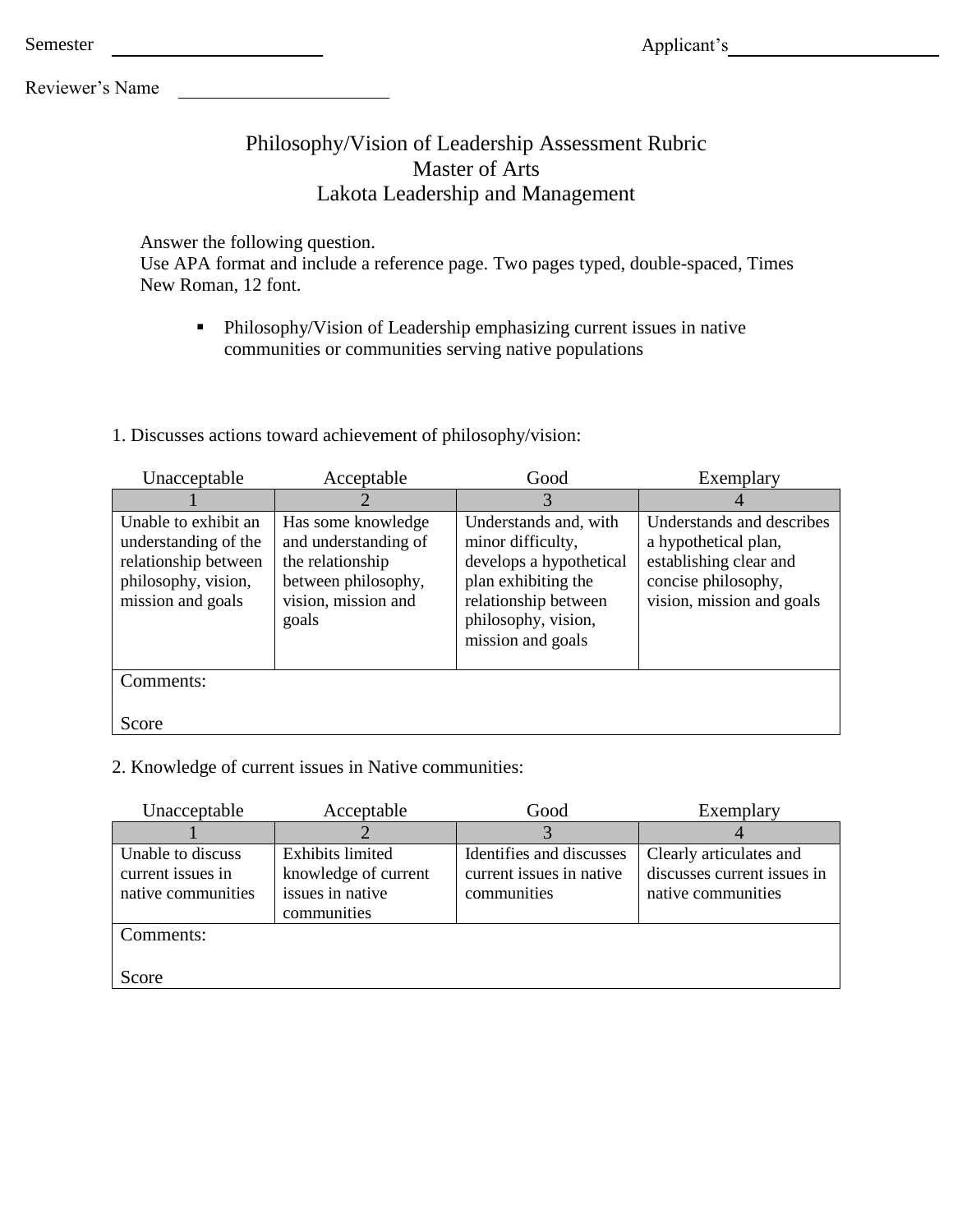Semester ______________________ Applicant's ______________________

Reviewer's Name ______________________

# Philosophy/Vision of Leadership Assessment Rubric
## Master of Arts
## Lakota Leadership and Management

Answer the following question.
Use APA format and include a reference page. Two pages typed, double-spaced, Times New Roman, 12 font.

- Philosophy/Vision of Leadership emphasizing current issues in native communities or communities serving native populations

1. Discusses actions toward achievement of philosophy/vision:

| Unacceptable | Acceptable | Good | Exemplary |
|---|---|---|---|
| 1 | 2 | 3 | 4 |
| Unable to exhibit an understanding of the relationship between philosophy, vision, mission and goals | Has some knowledge and understanding of the relationship between philosophy, vision, mission and goals | Understands and, with minor difficulty, develops a hypothetical plan exhibiting the relationship between philosophy, vision, mission and goals | Understands and describes a hypothetical plan, establishing clear and concise philosophy, vision, mission and goals |
| Comments:<br><br>Score | | | |

2. Knowledge of current issues in Native communities:

| Unacceptable | Acceptable | Good | Exemplary |
|---|---|---|---|
| 1 | 2 | 3 | 4 |
| Unable to discuss current issues in native communities | Exhibits limited knowledge of current issues in native communities | Identifies and discusses current issues in native communities | Clearly articulates and discusses current issues in native communities |
| Comments:<br><br>Score | | | |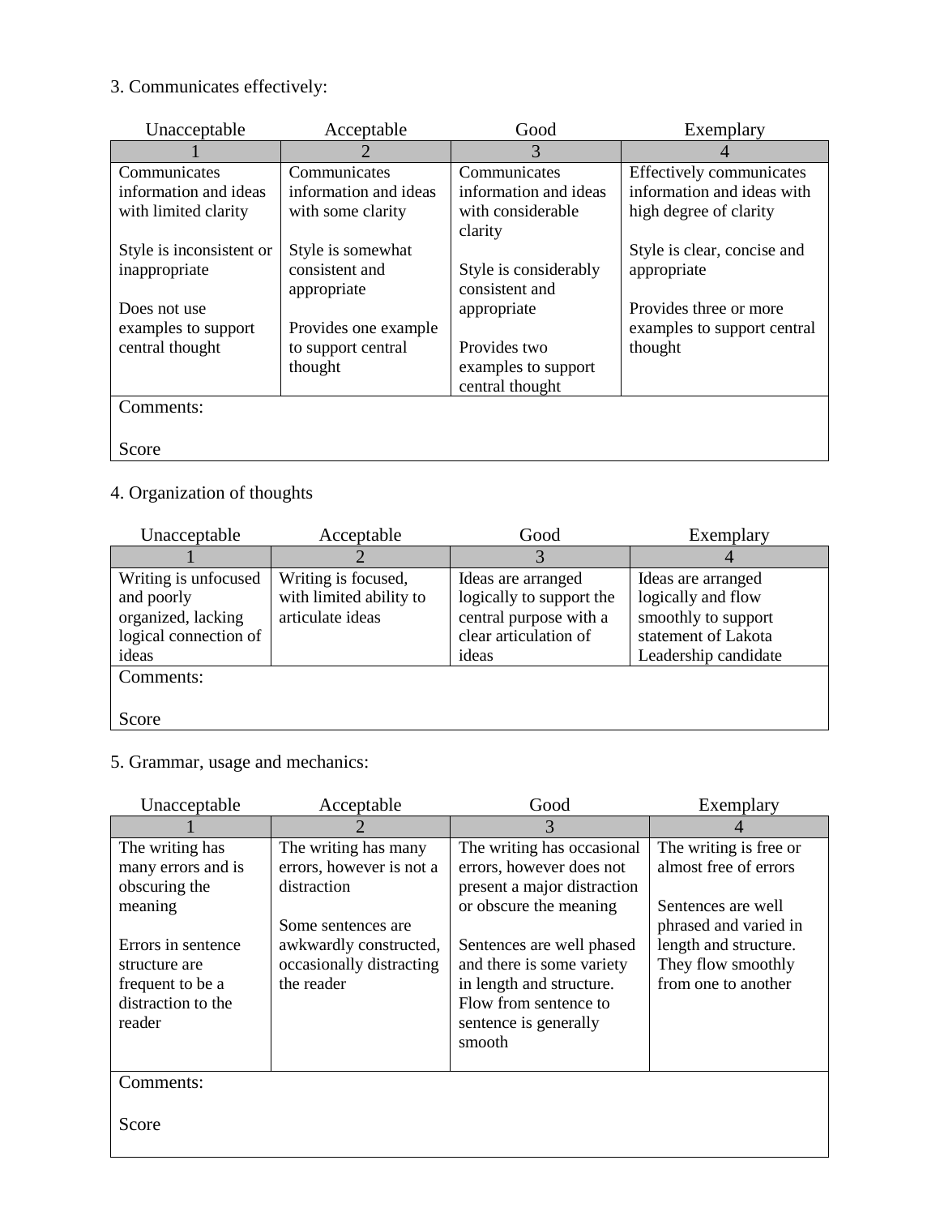3. Communicates effectively:

| Unacceptable | Acceptable | Good | Exemplary |
|---|---|---|---|
| 1 | 2 | 3 | 4 |
| Communicates information and ideas with limited clarity<br><br>Style is inconsistent or inappropriate<br><br>Does not use examples to support central thought | Communicates information and ideas with some clarity<br><br>Style is somewhat consistent and appropriate<br><br>Provides one example to support central thought | Communicates information and ideas with considerable clarity<br><br>Style is considerably consistent and appropriate<br><br>Provides two examples to support central thought | Effectively communicates information and ideas with high degree of clarity<br><br>Style is clear, concise and appropriate<br><br>Provides three or more examples to support central thought |
| Comments:<br><br>Score | | | |

4. Organization of thoughts

| Unacceptable | Acceptable | Good | Exemplary |
|---|---|---|---|
| 1 | 2 | 3 | 4 |
| Writing is unfocused and poorly organized, lacking logical connection of ideas | Writing is focused, with limited ability to articulate ideas | Ideas are arranged logically to support the central purpose with a clear articulation of ideas | Ideas are arranged logically and flow smoothly to support statement of Lakota Leadership candidate |
| Comments:<br><br>Score | | | |

5. Grammar, usage and mechanics:

| Unacceptable | Acceptable | Good | Exemplary |
|---|---|---|---|
| 1 | 2 | 3 | 4 |
| The writing has many errors and is obscuring the meaning<br><br>Errors in sentence structure are frequent to be a distraction to the reader | The writing has many errors, however is not a distraction<br><br>Some sentences are awkwardly constructed, occasionally distracting the reader | The writing has occasional errors, however does not present a major distraction or obscure the meaning<br><br>Sentences are well phased and there is some variety in length and structure. Flow from sentence to sentence is generally smooth | The writing is free or almost free of errors<br><br>Sentences are well phrased and varied in length and structure. They flow smoothly from one to another |
| Comments:<br><br>Score | | | |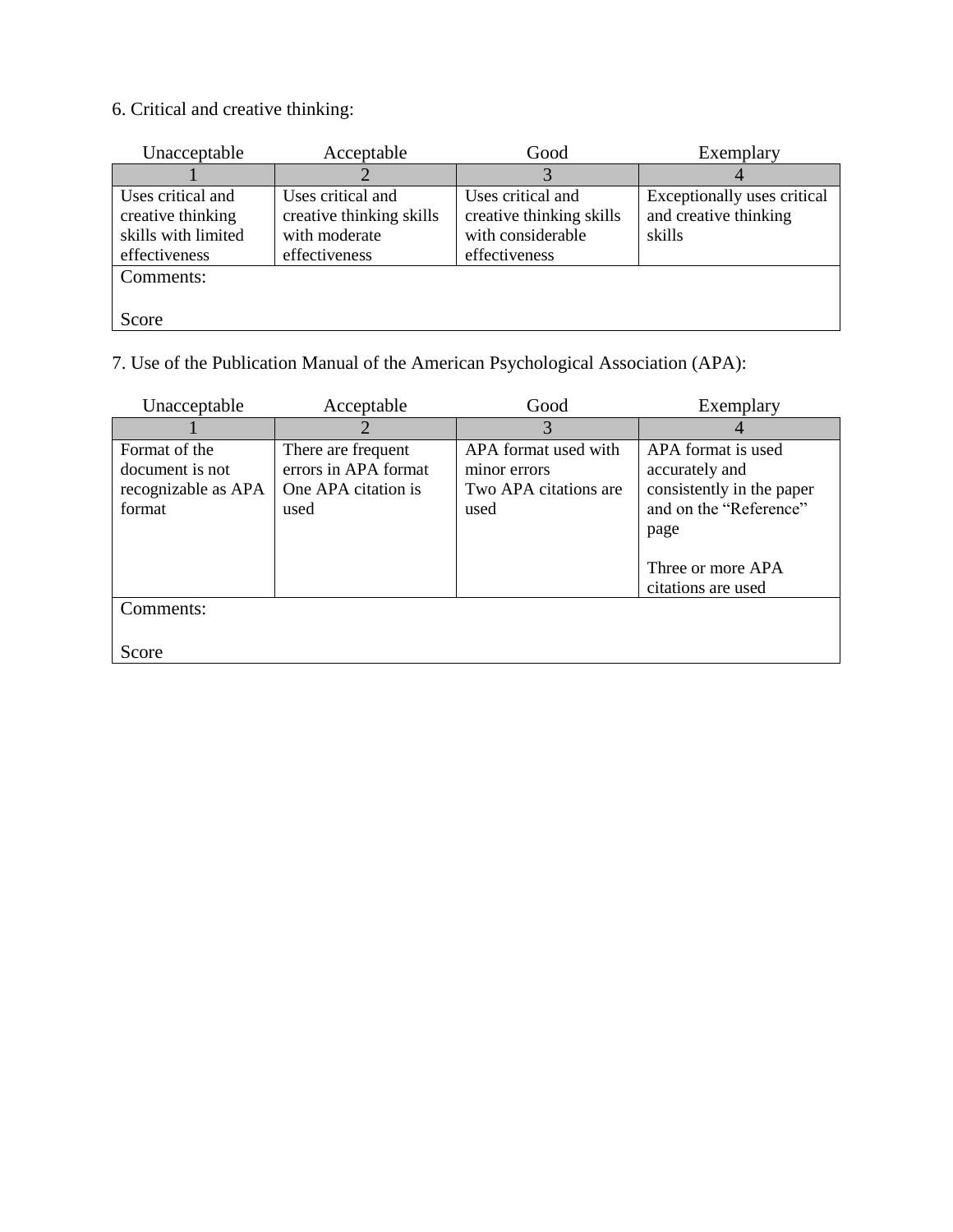6. Critical and creative thinking:

| Unacceptable | Acceptable | Good | Exemplary |
|---|---|---|---|
| 1 | 2 | 3 | 4 |
| Uses critical and creative thinking skills with limited effectiveness | Uses critical and creative thinking skills with moderate effectiveness | Uses critical and creative thinking skills with considerable effectiveness | Exceptionally uses critical and creative thinking skills |
| Comments:<br><br>Score | | | |

7. Use of the Publication Manual of the American Psychological Association (APA):

| Unacceptable | Acceptable | Good | Exemplary |
|---|---|---|---|
| 1 | 2 | 3 | 4 |
| Format of the document is not recognizable as APA format | There are frequent errors in APA format<br>One APA citation is used | APA format used with minor errors<br>Two APA citations are used | APA format is used accurately and consistently in the paper and on the "Reference" page<br><br>Three or more APA citations are used |
| Comments:<br><br>Score | | | |